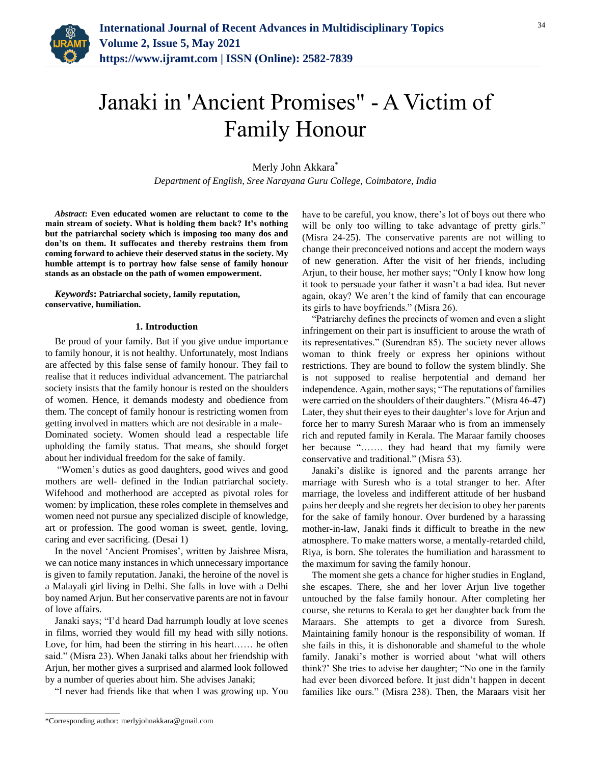# Janaki in 'Ancient Promises" - A Victim of Family Honour

Merly John Akkara*

*Department of English, Sree Narayana Guru College, Coimbatore, India*

***Abstract*: Even educated women are reluctant to come to the main stream of society. What is holding them back? It's nothing but the patriarchal society which is imposing too many dos and don'ts on them. It suffocates and thereby restrains them from coming forward to achieve their deserved status in the society. My humble attempt is to portray how false sense of family honour stands as an obstacle on the path of women empowerment.**

***Keywords*: Patriarchal society, family reputation, conservative, humiliation.**

## 1. Introduction

Be proud of your family. But if you give undue importance to family honour, it is not healthy. Unfortunately, most Indians are affected by this false sense of family honour. They fail to realise that it reduces individual advancement. The patriarchal society insists that the family honour is rested on the shoulders of women. Hence, it demands modesty and obedience from them. The concept of family honour is restricting women from getting involved in matters which are not desirable in a male-Dominated society. Women should lead a respectable life upholding the family status. That means, she should forget about her individual freedom for the sake of family.

"Women's duties as good daughters, good wives and good mothers are well- defined in the Indian patriarchal society. Wifehood and motherhood are accepted as pivotal roles for women: by implication, these roles complete in themselves and women need not pursue any specialized disciple of knowledge, art or profession. The good woman is sweet, gentle, loving, caring and ever sacrificing. (Desai 1)

In the novel 'Ancient Promises', written by Jaishree Misra, we can notice many instances in which unnecessary importance is given to family reputation. Janaki, the heroine of the novel is a Malayali girl living in Delhi. She falls in love with a Delhi boy named Arjun. But her conservative parents are not in favour of love affairs.

Janaki says; "I'd heard Dad harrumph loudly at love scenes in films, worried they would fill my head with silly notions. Love, for him, had been the stirring in his heart…… he often said." (Misra 23). When Janaki talks about her friendship with Arjun, her mother gives a surprised and alarmed look followed by a number of queries about him. She advises Janaki;

"I never had friends like that when I was growing up. You have to be careful, you know, there's lot of boys out there who will be only too willing to take advantage of pretty girls." (Misra 24-25). The conservative parents are not willing to change their preconceived notions and accept the modern ways of new generation. After the visit of her friends, including Arjun, to their house, her mother says; "Only I know how long it took to persuade your father it wasn't a bad idea. But never again, okay? We aren't the kind of family that can encourage its girls to have boyfriends." (Misra 26).

"Patriarchy defines the precincts of women and even a slight infringement on their part is insufficient to arouse the wrath of its representatives." (Surendran 85). The society never allows woman to think freely or express her opinions without restrictions. They are bound to follow the system blindly. She is not supposed to realise herpotential and demand her independence. Again, mother says; "The reputations of families were carried on the shoulders of their daughters." (Misra 46-47) Later, they shut their eyes to their daughter's love for Arjun and force her to marry Suresh Maraar who is from an immensely rich and reputed family in Kerala. The Maraar family chooses her because "……. they had heard that my family were conservative and traditional." (Misra 53).

Janaki's dislike is ignored and the parents arrange her marriage with Suresh who is a total stranger to her. After marriage, the loveless and indifferent attitude of her husband pains her deeply and she regrets her decision to obey her parents for the sake of family honour. Over burdened by a harassing mother-in-law, Janaki finds it difficult to breathe in the new atmosphere. To make matters worse, a mentally-retarded child, Riya, is born. She tolerates the humiliation and harassment to the maximum for saving the family honour.

The moment she gets a chance for higher studies in England, she escapes. There, she and her lover Arjun live together untouched by the false family honour. After completing her course, she returns to Kerala to get her daughter back from the Maraars. She attempts to get a divorce from Suresh. Maintaining family honour is the responsibility of woman. If she fails in this, it is dishonorable and shameful to the whole family. Janaki's mother is worried about 'what will others think?' She tries to advise her daughter; "No one in the family had ever been divorced before. It just didn't happen in decent families like ours." (Misra 238). Then, the Maraars visit her

*Corresponding author: merlyjohnakkara@gmail.com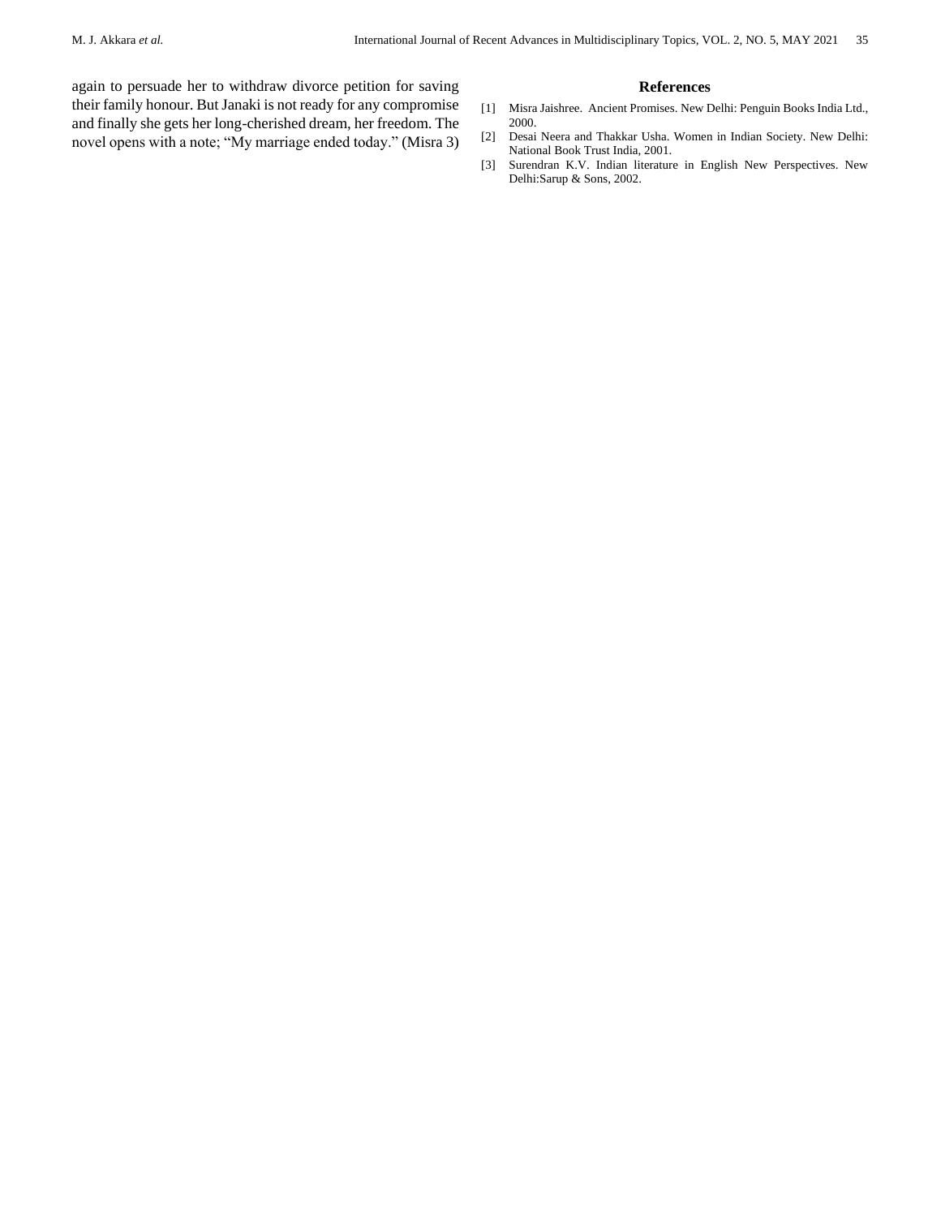again to persuade her to withdraw divorce petition for saving their family honour. But Janaki is not ready for any compromise and finally she gets her long-cherished dream, her freedom. The novel opens with a note; "My marriage ended today." (Misra 3)

## References

[1] Misra Jaishree. Ancient Promises. New Delhi: Penguin Books India Ltd., 2000.

[2] Desai Neera and Thakkar Usha. Women in Indian Society. New Delhi: National Book Trust India, 2001.

[3] Surendran K.V. Indian literature in English New Perspectives. New Delhi:Sarup & Sons, 2002.